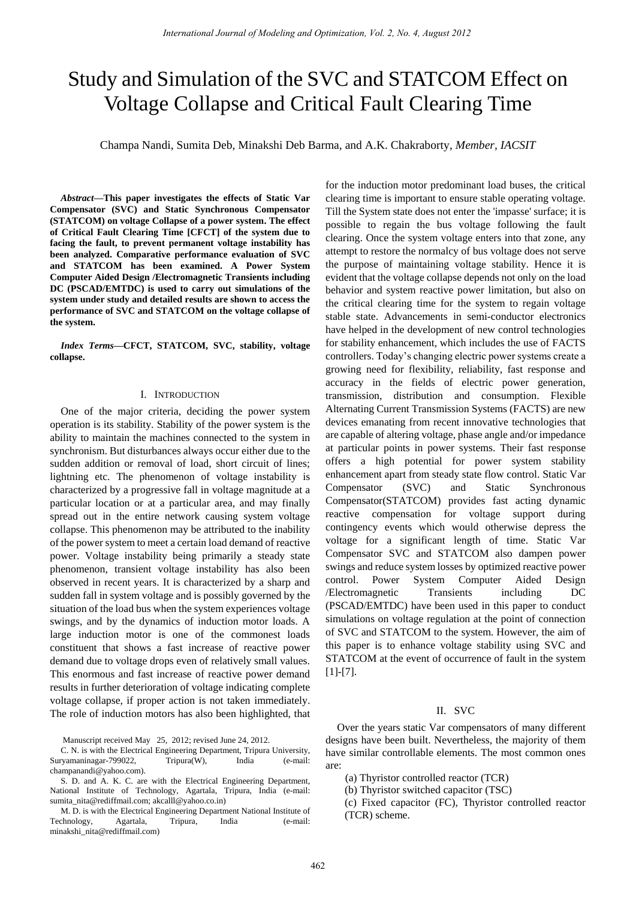# Study and Simulation of the SVC and STATCOM Effect on Voltage Collapse and Critical Fault Clearing Time

Champa Nandi, Sumita Deb, Minakshi Deb Barma, and A.K. Chakraborty, *Member, IACSIT*

***Abstract*—This paper investigates the effects of Static Var Compensator (SVC) and Static Synchronous Compensator (STATCOM) on voltage Collapse of a power system. The effect of Critical Fault Clearing Time [CFCT] of the system due to facing the fault, to prevent permanent voltage instability has been analyzed. Comparative performance evaluation of SVC and STATCOM has been examined. A Power System Computer Aided Design /Electromagnetic Transients including DC (PSCAD/EMTDC) is used to carry out simulations of the system under study and detailed results are shown to access the performance of SVC and STATCOM on the voltage collapse of the system.**

***Index Terms*—CFCT, STATCOM, SVC, stability, voltage collapse.**

## I. Introduction

One of the major criteria, deciding the power system operation is its stability. Stability of the power system is the ability to maintain the machines connected to the system in synchronism. But disturbances always occur either due to the sudden addition or removal of load, short circuit of lines; lightning etc. The phenomenon of voltage instability is characterized by a progressive fall in voltage magnitude at a particular location or at a particular area, and may finally spread out in the entire network causing system voltage collapse. This phenomenon may be attributed to the inability of the power system to meet a certain load demand of reactive power. Voltage instability being primarily a steady state phenomenon, transient voltage instability has also been observed in recent years. It is characterized by a sharp and sudden fall in system voltage and is possibly governed by the situation of the load bus when the system experiences voltage swings, and by the dynamics of induction motor loads. A large induction motor is one of the commonest loads constituent that shows a fast increase of reactive power demand due to voltage drops even of relatively small values. This enormous and fast increase of reactive power demand results in further deterioration of voltage indicating complete voltage collapse, if proper action is not taken immediately. The role of induction motors has also been highlighted, that for the induction motor predominant load buses, the critical clearing time is important to ensure stable operating voltage. Till the System state does not enter the 'impasse' surface; it is possible to regain the bus voltage following the fault clearing. Once the system voltage enters into that zone, any attempt to restore the normalcy of bus voltage does not serve the purpose of maintaining voltage stability. Hence it is evident that the voltage collapse depends not only on the load behavior and system reactive power limitation, but also on the critical clearing time for the system to regain voltage stable state. Advancements in semi-conductor electronics have helped in the development of new control technologies for stability enhancement, which includes the use of FACTS controllers. Today's changing electric power systems create a growing need for flexibility, reliability, fast response and accuracy in the fields of electric power generation, transmission, distribution and consumption. Flexible Alternating Current Transmission Systems (FACTS) are new devices emanating from recent innovative technologies that are capable of altering voltage, phase angle and/or impedance at particular points in power systems. Their fast response offers a high potential for power system stability enhancement apart from steady state flow control. Static Var Compensator (SVC) and Static Synchronous Compensator(STATCOM) provides fast acting dynamic reactive compensation for voltage support during contingency events which would otherwise depress the voltage for a significant length of time. Static Var Compensator SVC and STATCOM also dampen power swings and reduce system losses by optimized reactive power control. Power System Computer Aided Design /Electromagnetic Transients including DC (PSCAD/EMTDC) have been used in this paper to conduct simulations on voltage regulation at the point of connection of SVC and STATCOM to the system. However, the aim of this paper is to enhance voltage stability using SVC and STATCOM at the event of occurrence of fault in the system [1]-[7].

## II. SVC

Over the years static Var compensators of many different designs have been built. Nevertheless, the majority of them have similar controllable elements. The most common ones are:

(a) Thyristor controlled reactor (TCR)

(b) Thyristor switched capacitor (TSC)

(c) Fixed capacitor (FC), Thyristor controlled reactor (TCR) scheme.

---

Manuscript received May 25, 2012; revised June 24, 2012.

C. N. is with the Electrical Engineering Department, Tripura University, Suryamaninagar-799022, Tripura(W), India (e-mail: champanandi@yahoo.com).

S. D. and A. K. C. are with the Electrical Engineering Department, National Institute of Technology, Agartala, Tripura, India (e-mail: sumita_nita@rediffmail.com; akcalll@yahoo.co.in)

M. D. is with the Electrical Engineering Department National Institute of Technology, Agartala, Tripura, India (e-mail: minakshi_nita@rediffmail.com)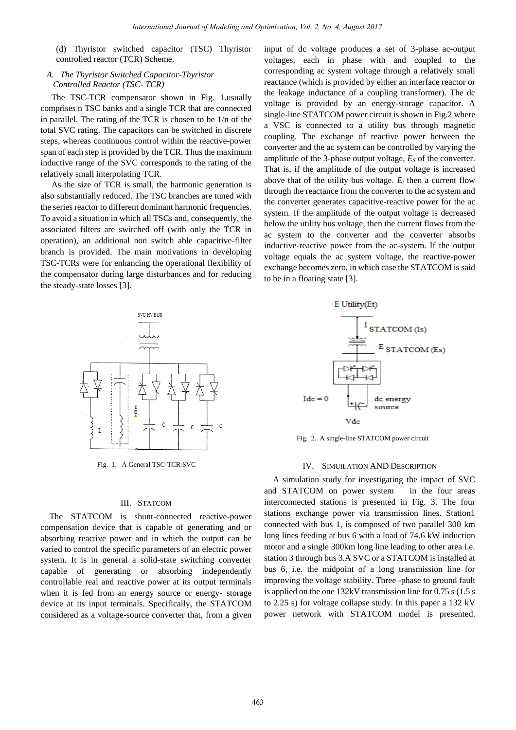(d) Thyristor switched capacitor (TSC) Thyristor controlled reactor (TCR) Scheme.

### A. *The Thyristor Switched Capacitor-Thyristor Controlled Reactor (TSC- TCR)*

The TSC-TCR compensator shown in Fig. 1.usually comprises n TSC banks and a single TCR that are connected in parallel. The rating of the TCR is chosen to be 1/n of the total SVC rating. The capacitors can be switched in discrete steps, whereas continuous control within the reactive-power span of each step is provided by the TCR. Thus the maximum inductive range of the SVC corresponds to the rating of the relatively small interpolating TCR.

As the size of TCR is small, the harmonic generation is also substantially reduced. The TSC branches are tuned with the series reactor to different dominant harmonic frequencies. To avoid a situation in which all TSCs and, consequently, the associated filters are switched off (with only the TCR in operation), an additional non switch able capacitive-filter branch is provided. The main motivations in developing TSC-TCRs were for enhancing the operational flexibility of the compensator during large disturbances and for reducing the steady-state losses [3].

Fig. 1. A General TSC-TCR SVC

## III. STATCOM

The STATCOM is shunt-connected reactive-power compensation device that is capable of generating and or absorbing reactive power and in which the output can be varied to control the specific parameters of an electric power system. It is in general a solid-state switching converter capable of generating or absorbing independently controllable real and reactive power at its output terminals when it is fed from an energy source or energy- storage device at its input terminals. Specifically, the STATCOM considered as a voltage-source converter that, from a given input of dc voltage produces a set of 3-phase ac-output voltages, each in phase with and coupled to the corresponding ac system voltage through a relatively small reactance (which is provided by either an interface reactor or the leakage inductance of a coupling transformer). The dc voltage is provided by an energy-storage capacitor. A single-line STATCOM power circuit is shown in Fig.2 where a VSC is connected to a utility bus through magnetic coupling. The exchange of reactive power between the converter and the ac system can be controlled by varying the amplitude of the 3-phase output voltage, $E_S$ of the converter. That is, if the amplitude of the output voltage is increased above that of the utility bus voltage. $E_t$ then a current flow through the reactance from the converter to the ac system and the converter generates capacitive-reactive power for the ac system. If the amplitude of the output voltage is decreased below the utility bus voltage, then the current flows from the ac system to the converter and the converter absorbs inductive-reactive power from the ac-system. If the output voltage equals the ac system voltage, the reactive-power exchange becomes zero, in which case the STATCOM is said to be in a floating state [3].

Fig. 2. A single-line STATCOM power circuit

## IV. SIMULATION AND DESCRIPTION

A simulation study for investigating the impact of SVC and STATCOM on power system in the four areas interconnected stations is presented in Fig. 3. The four stations exchange power via transmission lines. Station1 connected with bus 1, is composed of two parallel 300 km long lines feeding at bus 6 with a load of 74.6 kW induction motor and a single 300km long line leading to other area i.e. station 3 through bus 3.A SVC or a STATCOM is installed at bus 6, i.e. the midpoint of a long transmission line for improving the voltage stability. Three -phase to ground fault is applied on the one 132kV transmission line for 0.75 s (1.5 s to 2.25 s) for voltage collapse study. In this paper a 132 kV power network with STATCOM model is presented.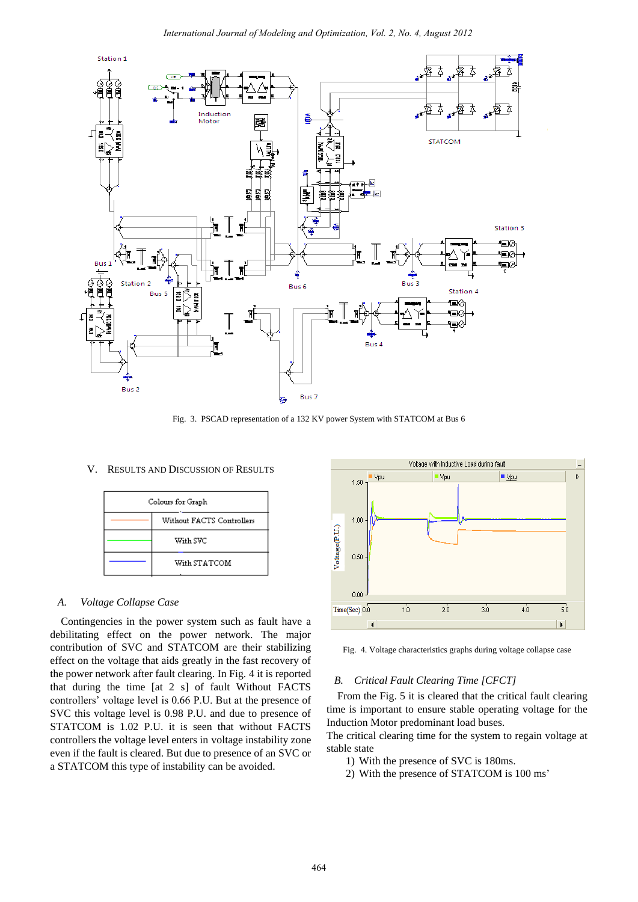Fig. 3. PSCAD representation of a 132 KV power System with STATCOM at Bus 6

## V. Results and Discussion of Results

| Colours for Graph | |
|---|---|
| (orange line) | Without FACTS Controllers |
| (green line) | With SVC |
| (blue line) | With STATCOM |

### A. Voltage Collapse Case

Contingencies in the power system such as fault have a debilitating effect on the power network. The major contribution of SVC and STATCOM are their stabilizing effect on the voltage that aids greatly in the fast recovery of the power network after fault clearing. In Fig. 4 it is reported that during the time [at 2 s] of fault Without FACTS controllers' voltage level is 0.66 P.U. But at the presence of SVC this voltage level is 0.98 P.U. and due to presence of STATCOM is 1.02 P.U. it is seen that without FACTS controllers the voltage level enters in voltage instability zone even if the fault is cleared. But due to presence of an SVC or a STATCOM this type of instability can be avoided.

Fig. 4. Voltage characteristics graphs during voltage collapse case

### B. Critical Fault Clearing Time [CFCT]

From the Fig. 5 it is cleared that the critical fault clearing time is important to ensure stable operating voltage for the Induction Motor predominant load buses.

The critical clearing time for the system to regain voltage at stable state

1) With the presence of SVC is 180ms.
2) With the presence of STATCOM is 100 ms'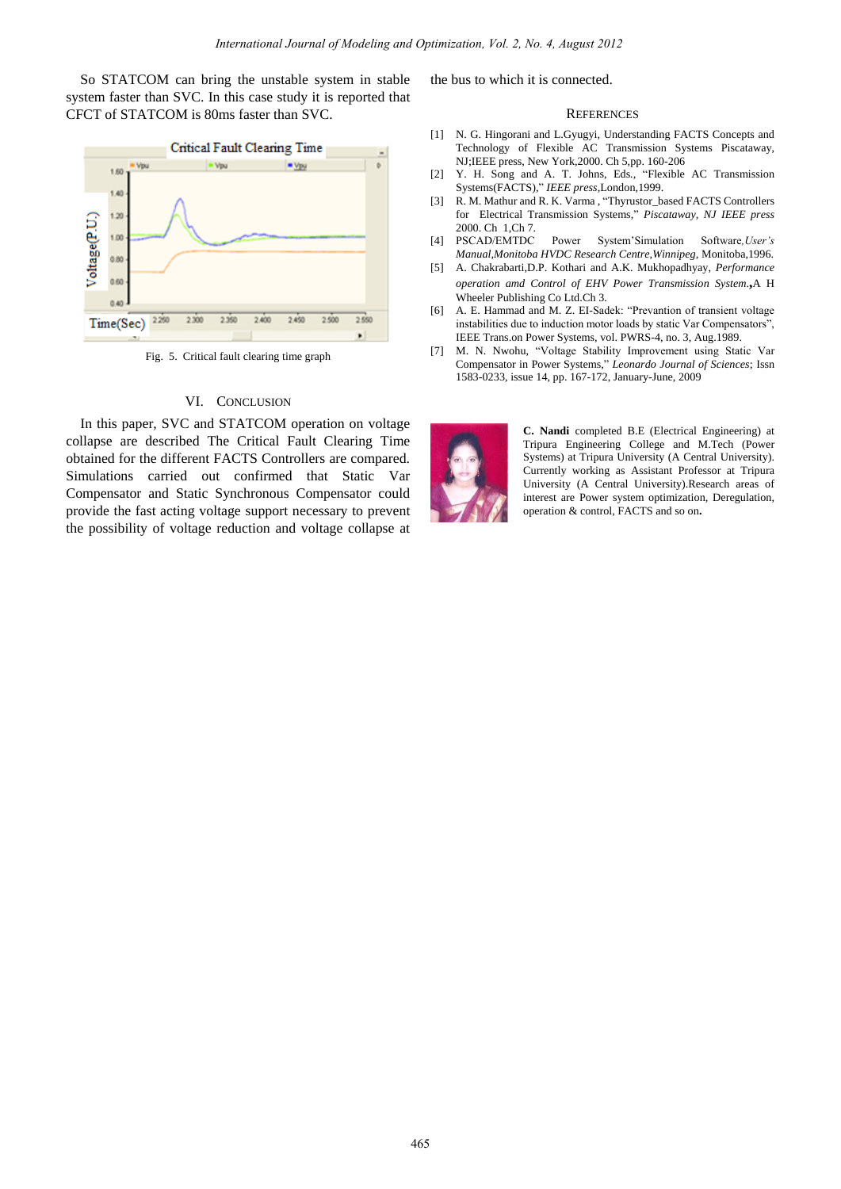So STATCOM can bring the unstable system in stable system faster than SVC. In this case study it is reported that CFCT of STATCOM is 80ms faster than SVC.

Critical Fault Clearing Time

Vpu Vpu Vpu

Voltage(P.U.)

1.60
1.40
1.20
1.00
0.80
0.60
0.40

Time(Sec) 2.250 2.300 2.350 2.400 2.450 2.500 2.550

Fig. 5. Critical fault clearing time graph

## VI. Conclusion

In this paper, SVC and STATCOM operation on voltage collapse are described The Critical Fault Clearing Time obtained for the different FACTS Controllers are compared. Simulations carried out confirmed that Static Var Compensator and Static Synchronous Compensator could provide the fast acting voltage support necessary to prevent the possibility of voltage reduction and voltage collapse at the bus to which it is connected.

## References

[1] N. G. Hingorani and L.Gyugyi, Understanding FACTS Concepts and Technology of Flexible AC Transmission Systems Piscataway, NJ;IEEE press, New York,2000. Ch 5,pp. 160-206

[2] Y. H. Song and A. T. Johns, Eds., "Flexible AC Transmission Systems(FACTS)," *IEEE press*,London,1999.

[3] R. M. Mathur and R. K. Varma , "Thyrustor_based FACTS Controllers for Electrical Transmission Systems," *Piscataway, NJ IEEE press* 2000. Ch 1,Ch 7.

[4] PSCAD/EMTDC Power System'Simulation Software,*User's Manual,Monitoba HVDC Research Centre,Winnipeg*, Monitoba,1996.

[5] A. Chakrabarti,D.P. Kothari and A.K. Mukhopadhyay, *Performance operation amd Control of EHV Power Transmission System*.,A H Wheeler Publishing Co Ltd.Ch 3.

[6] A. E. Hammad and M. Z. EI-Sadek: "Prevention of transient voltage instabilities due to induction motor loads by static Var Compensators", IEEE Trans.on Power Systems, vol. PWRS-4, no. 3, Aug.1989.

[7] M. N. Nwohu, "Voltage Stability Improvement using Static Var Compensator in Power Systems," *Leonardo Journal of Sciences*; Issn 1583-0233, issue 14, pp. 167-172, January-June, 2009

**C. Nandi** completed B.E (Electrical Engineering) at Tripura Engineering College and M.Tech (Power Systems) at Tripura University (A Central University). Currently working as Assistant Professor at Tripura University (A Central University).Research areas of interest are Power system optimization, Deregulation, operation & control, FACTS and so on**.**